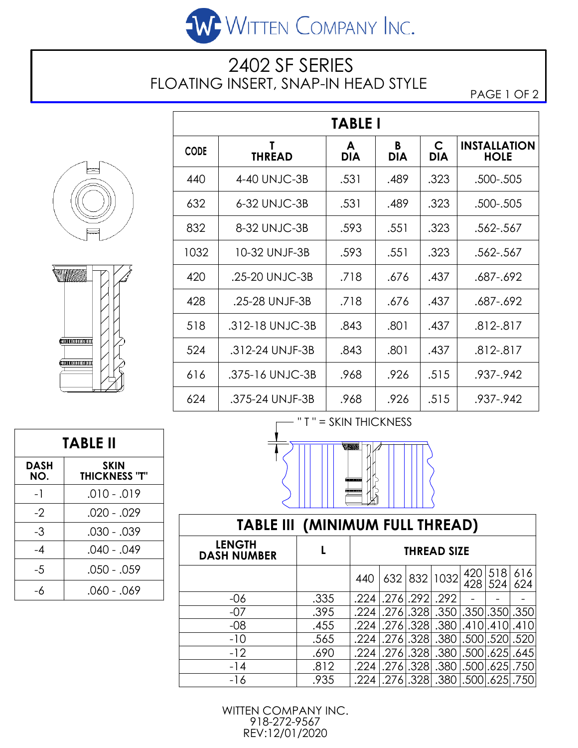WITTEN COMPANY INC.

# 2402 SF SERIES

## FLOATING INSERT, SNAP-IN HEAD STYLE

### TABLE I

| CODE | T THREAD | A DIA | B DIA | C DIA | INSTALLATION HOLE |
|---|---|---|---|---|---|
| 440 | 4-40 UNJC-3B | .531 | .489 | .323 | .500-.505 |
| 632 | 6-32 UNJC-3B | .531 | .489 | .323 | .500-.505 |
| 832 | 8-32 UNJC-3B | .593 | .551 | .323 | .562-.567 |
| 1032 | 10-32 UNJF-3B | .593 | .551 | .323 | .562-.567 |
| 420 | .25-20 UNJC-3B | .718 | .676 | .437 | .687-.692 |
| 428 | .25-28 UNJF-3B | .718 | .676 | .437 | .687-.692 |
| 518 | .312-18 UNJC-3B | .843 | .801 | .437 | .812-.817 |
| 524 | .312-24 UNJF-3B | .843 | .801 | .437 | .812-.817 |
| 616 | .375-16 UNJC-3B | .968 | .926 | .515 | .937-.942 |
| 624 | .375-24 UNJF-3B | .968 | .926 | .515 | .937-.942 |

" T " = SKIN THICKNESS

### TABLE II

| DASH NO. | SKIN THICKNESS "T" |
|---|---|
| -1 | .010 - .019 |
| -2 | .020 - .029 |
| -3 | .030 - .039 |
| -4 | .040 - .049 |
| -5 | .050 - .059 |
| -6 | .060 - .069 |

### TABLE III (MINIMUM FULL THREAD)

| LENGTH DASH NUMBER | L | THREAD SIZE | | | | | | |
|---|---|---|---|---|---|---|---|---|
| | | 440 | 632 | 832 | 1032 | 420 428 | 518 524 | 616 624 |
| -06 | .335 | .224 | .276 | .292 | .292 | - | - | - |
| -07 | .395 | .224 | .276 | .328 | .350 | .350 | .350 | .350 |
| -08 | .455 | .224 | .276 | .328 | .380 | .410 | .410 | .410 |
| -10 | .565 | .224 | .276 | .328 | .380 | .500 | .520 | .520 |
| -12 | .690 | .224 | .276 | .328 | .380 | .500 | .625 | .645 |
| -14 | .812 | .224 | .276 | .328 | .380 | .500 | .625 | .750 |
| -16 | .935 | .224 | .276 | .328 | .380 | .500 | .625 | .750 |

WITTEN COMPANY INC.
918-272-9567
REV:12/01/2020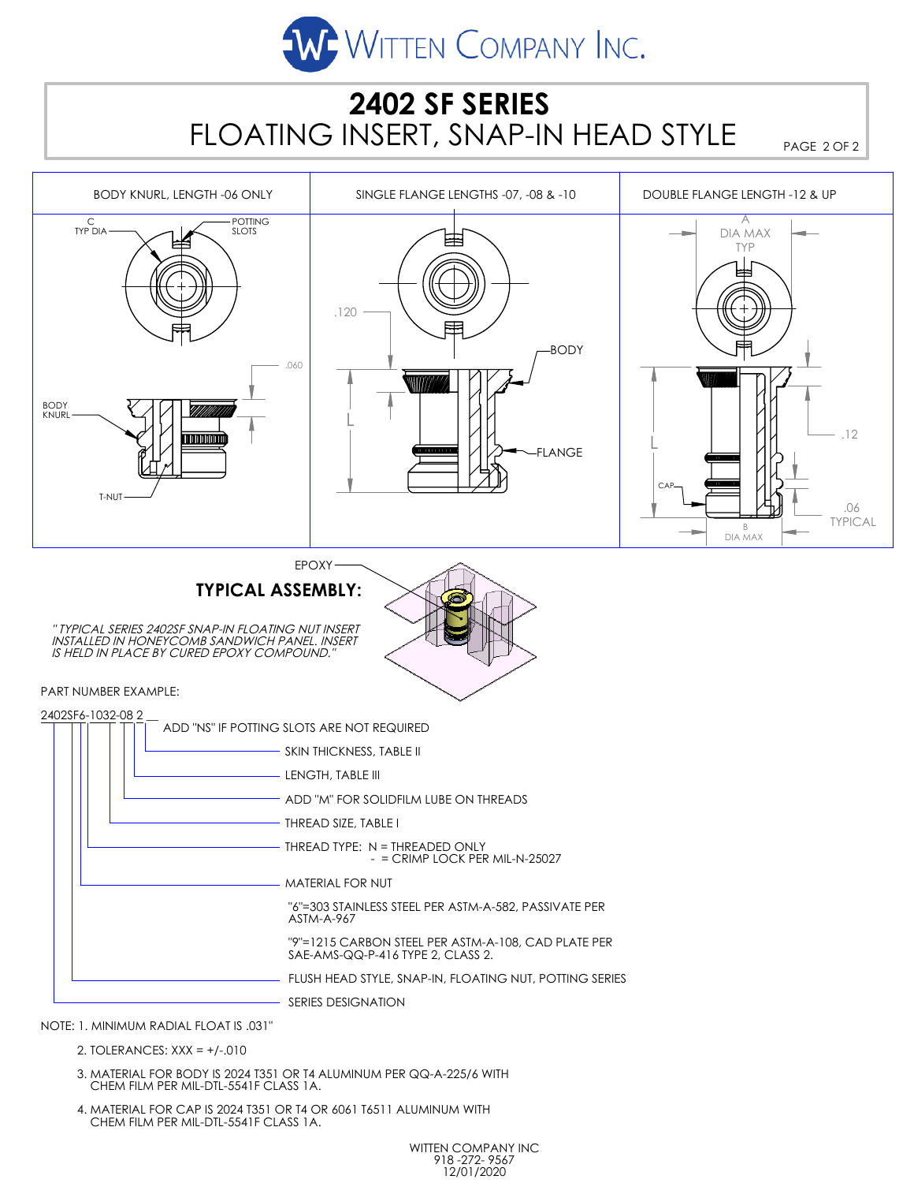# 2402 SF SERIES

## FLOATING INSERT, SNAP-IN HEAD STYLE

BODY KNURL, LENGTH -06 ONLY

C
TYP DIA
POTTING SLOTS
.060
BODY KNURL
T-NUT

SINGLE FLANGE LENGTHS -07, -08 & -10

.120
BODY
L
FLANGE

DOUBLE FLANGE LENGTH -12 & UP

A
DIA MAX
TYP
L
.12
CAP
.06
TYPICAL
B
DIA MAX

EPOXY

### TYPICAL ASSEMBLY:

*" TYPICAL SERIES 2402SF SNAP-IN FLOATING NUT INSERT INSTALLED IN HONEYCOMB SANDWICH PANEL. INSERT IS HELD IN PLACE BY CURED EPOXY COMPOUND."*

PART NUMBER EXAMPLE:

2402SF6-1032-08 2 __

- ADD "NS" IF POTTING SLOTS ARE NOT REQUIRED
- SKIN THICKNESS, TABLE II
- LENGTH, TABLE III
- ADD "M" FOR SOLIDFILM LUBE ON THREADS
- THREAD SIZE, TABLE I
- THREAD TYPE: N = THREADED ONLY
  - \- = CRIMP LOCK PER MIL-N-25027
- MATERIAL FOR NUT
  - "6"=303 STAINLESS STEEL PER ASTM-A-582, PASSIVATE PER ASTM-A-967
  - "9"=1215 CARBON STEEL PER ASTM-A-108, CAD PLATE PER SAE-AMS-QQ-P-416 TYPE 2, CLASS 2.
- FLUSH HEAD STYLE, SNAP-IN, FLOATING NUT, POTTING SERIES
- SERIES DESIGNATION

NOTE: 1. MINIMUM RADIAL FLOAT IS .031"

2. TOLERANCES: XXX = +/-.010

3. MATERIAL FOR BODY IS 2024 T351 OR T4 ALUMINUM PER QQ-A-225/6 WITH CHEM FILM PER MIL-DTL-5541F CLASS 1A.

4. MATERIAL FOR CAP IS 2024 T351 OR T4 OR 6061 T6511 ALUMINUM WITH CHEM FILM PER MIL-DTL-5541F CLASS 1A.

WITTEN COMPANY INC
918 -272- 9567
12/01/2020